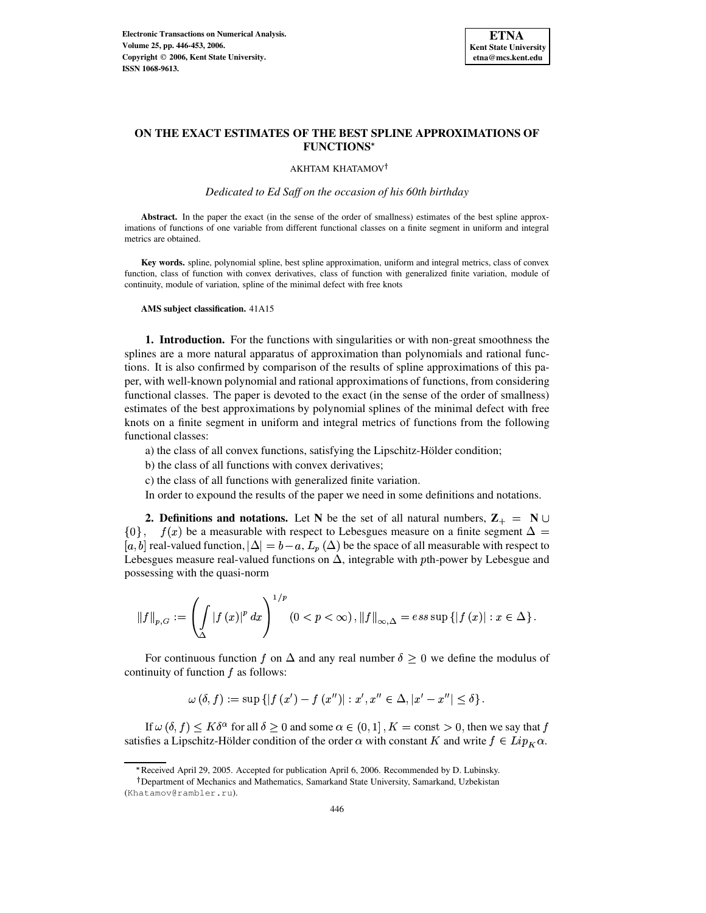# ON THE EXACT ESTIMATES OF THE BEST SPLINE APPROXIMATIONS OF FUNCTIONS*

AKHTAM KHATAMOV†

*Dedicated to Ed Saff on the occasion of his 60th birthday*

**Abstract.** In the paper the exact (in the sense of the order of smallness) estimates of the best spline approximations of functions of one variable from different functional classes on a finite segment in uniform and integral metrics are obtained.

**Key words.** spline, polynomial spline, best spline approximation, uniform and integral metrics, class of convex function, class of function with convex derivatives, class of function with generalized finite variation, module of continuity, module of variation, spline of the minimal defect with free knots

**AMS subject classification.** 41A15

**1. Introduction.** For the functions with singularities or with non-great smoothness the splines are a more natural apparatus of approximation than polynomials and rational functions. It is also confirmed by comparison of the results of spline approximations of this paper, with well-known polynomial and rational approximations of functions, from considering functional classes. The paper is devoted to the exact (in the sense of the order of smallness) estimates of the best approximations by polynomial splines of the minimal defect with free knots on a finite segment in uniform and integral metrics of functions from the following functional classes:

a) the class of all convex functions, satisfying the Lipschitz-Hölder condition;

b) the class of all functions with convex derivatives;

c) the class of all functions with generalized finite variation.

In order to expound the results of the paper we need in some definitions and notations.

**2. Definitions and notations.** Let $\mathbf{N}$ be the set of all natural numbers, $\mathbf{Z}_+ = \mathbf{N} \cup \{0\}$, $f(x)$ be a measurable with respect to Lebesgues measure on a finite segment $\Delta = [a, b]$ real-valued function, $|\Delta| = b - a$, $L_p(\Delta)$ be the space of all measurable with respect to Lebesgues measure real-valued functions on $\Delta$, integrable with $p$th-power by Lebesgue and possessing with the quasi-norm

$$\|f\|_{p,G} := \left( \int_{\Delta} |f(x)|^p \, dx \right)^{1/p} \quad (0 < p < \infty), \|f\|_{\infty,\Delta} = ess \sup \{|f(x)| : x \in \Delta\}.$$

For continuous function $f$ on $\Delta$ and any real number $\delta \geq 0$ we define the modulus of continuity of function $f$ as follows:

$$\omega(\delta, f) := \sup \{|f(x') - f(x'')| : x', x'' \in \Delta, |x' - x''| \leq \delta\}.$$

If $\omega(\delta, f) \leq K\delta^{\alpha}$ for all $\delta \geq 0$ and some $\alpha \in (0, 1]$, $K = \text{const} > 0$, then we say that $f$ satisfies a Lipschitz-Hölder condition of the order $\alpha$ with constant $K$ and write $f \in Lip_K \alpha$.

---

*Received April 29, 2005. Accepted for publication April 6, 2006. Recommended by D. Lubinsky.

†Department of Mechanics and Mathematics, Samarkand State University, Samarkand, Uzbekistan (Khatamov@rambler.ru).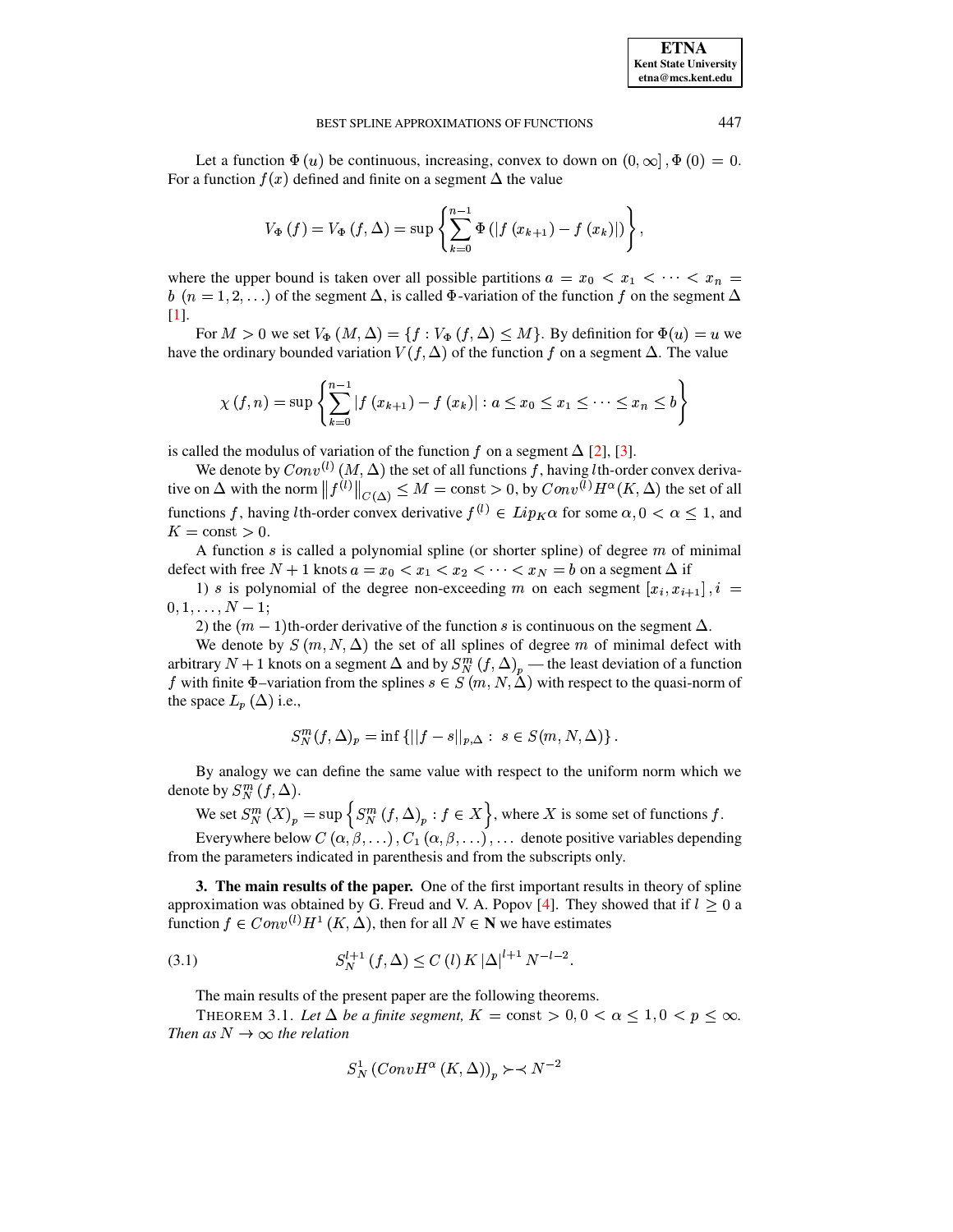Let a function $\Phi(u)$ be continuous, increasing, convex to down on $(0, \infty]$, $\Phi(0) = 0$. For a function $f(x)$ defined and finite on a segment $\Delta$ the value

$$V_\Phi(f) = V_\Phi(f, \Delta) = \sup \left\{ \sum_{k=0}^{n-1} \Phi\left(|f(x_{k+1}) - f(x_k)|\right) \right\},$$

where the upper bound is taken over all possible partitions $a = x_0 < x_1 < \cdots < x_n = b$ $(n = 1, 2, \ldots)$ of the segment $\Delta$, is called $\Phi$-variation of the function $f$ on the segment $\Delta$ [1].

For $M > 0$ we set $V_\Phi(M, \Delta) = \{f : V_\Phi(f, \Delta) \leq M\}$. By definition for $\Phi(u) = u$ we have the ordinary bounded variation $V(f, \Delta)$ of the function $f$ on a segment $\Delta$. The value

$$\chi(f, n) = \sup \left\{ \sum_{k=0}^{n-1} |f(x_{k+1}) - f(x_k)| : a \leq x_0 \leq x_1 \leq \cdots \leq x_n \leq b \right\}$$

is called the modulus of variation of the function $f$ on a segment $\Delta$ [2], [3].

We denote by $Conv^{(l)}(M, \Delta)$ the set of all functions $f$, having $l$th-order convex derivative on $\Delta$ with the norm $\left\| f^{(l)} \right\|_{C(\Delta)} \leq M = \text{const} > 0$, by $Conv^{(l)} H^\alpha(K, \Delta)$ the set of all functions $f$, having $l$th-order convex derivative $f^{(l)} \in Lip_K \alpha$ for some $\alpha, 0 < \alpha \leq 1$, and $K = \text{const} > 0$.

A function $s$ is called a polynomial spline (or shorter spline) of degree $m$ of minimal defect with free $N + 1$ knots $a = x_0 < x_1 < x_2 < \cdots < x_N = b$ on a segment $\Delta$ if

1) $s$ is polynomial of the degree non-exceeding $m$ on each segment $[x_i, x_{i+1}]$, $i = 0, 1, \ldots, N - 1$;

2) the $(m-1)$th-order derivative of the function $s$ is continuous on the segment $\Delta$.

We denote by $S(m, N, \Delta)$ the set of all splines of degree $m$ of minimal defect with arbitrary $N + 1$ knots on a segment $\Delta$ and by $S_N^m(f, \Delta)_p$ — the least deviation of a function $f$ with finite $\Phi$–variation from the splines $s \in S(m, N, \Delta)$ with respect to the quasi-norm of the space $L_p(\Delta)$ i.e.,

$$S_N^m(f, \Delta)_p = \inf \left\{ ||f - s||_{p,\Delta} : \; s \in S(m, N, \Delta) \right\}.$$

By analogy we can define the same value with respect to the uniform norm which we denote by $S_N^m(f, \Delta)$.

We set $S_N^m(X)_p = \sup \left\{ S_N^m(f, \Delta)_p : f \in X \right\}$, where $X$ is some set of functions $f$.

Everywhere below $C(\alpha, \beta, \ldots), C_1(\alpha, \beta, \ldots), \ldots$ denote positive variables depending from the parameters indicated in parenthesis and from the subscripts only.

**3. The main results of the paper.** One of the first important results in theory of spline approximation was obtained by G. Freud and V. A. Popov [4]. They showed that if $l \geq 0$ a function $f \in Conv^{(l)} H^1(K, \Delta)$, then for all $N \in \mathbf{N}$ we have estimates

$$S_N^{l+1}(f, \Delta) \leq C(l) K |\Delta|^{l+1} N^{-l-2}. \tag{3.1}$$

The main results of the present paper are the following theorems.

THEOREM 3.1. *Let $\Delta$ be a finite segment, $K = \text{const} > 0, 0 < \alpha \leq 1, 0 < p \leq \infty$. Then as $N \to \infty$ the relation*

$$S_N^1(Conv H^\alpha(K, \Delta))_p \succ\prec N^{-2}$$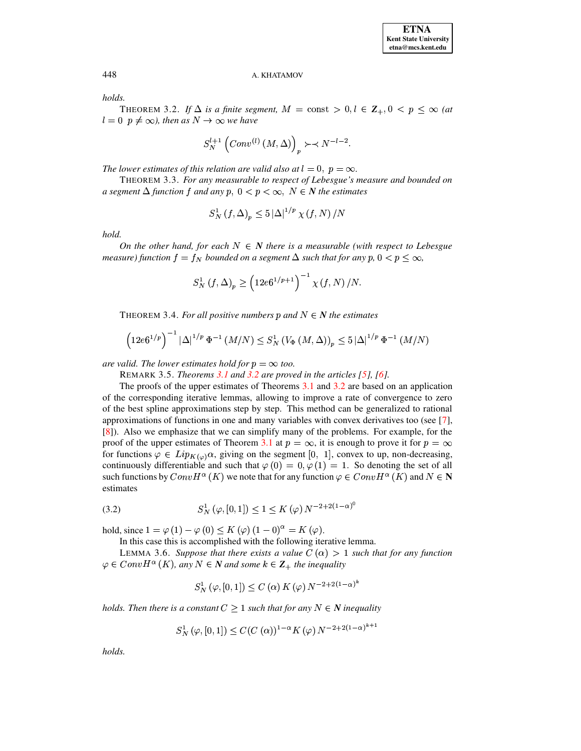*holds.*

THEOREM 3.2. *If $\Delta$ is a finite segment, $M = \text{const} > 0, l \in \mathbf{Z}_+, 0 < p \leq \infty$ (at $l = 0$ $p \neq \infty$), then as $N \to \infty$ we have*

$$S_N^{l+1}\left(Conv^{(l)}(M, \Delta)\right)_p \succ\prec N^{-l-2}.$$

*The lower estimates of this relation are valid also at $l = 0,\ p = \infty$.*

THEOREM 3.3. *For any measurable to respect of Lebesgue's measure and bounded on a segment $\Delta$ function $f$ and any $p,\ 0 < p < \infty,\ N \in \boldsymbol{N}$ the estimates*

$$S_N^1(f, \Delta)_p \leq 5\,|\Delta|^{1/p}\,\chi(f, N)/N$$

*hold.*

*On the other hand, for each $N \in \boldsymbol{N}$ there is a measurable (with respect to Lebesgue measure) function $f = f_N$ bounded on a segment $\Delta$ such that for any $p,\ 0 < p \leq \infty$,*

$$S_N^1(f, \Delta)_p \geq \left(12e6^{1/p+1}\right)^{-1}\chi(f, N)/N.$$

THEOREM 3.4. *For all positive numbers $p$ and $N \in \boldsymbol{N}$ the estimates*

$$\left(12e6^{1/p}\right)^{-1}|\Delta|^{1/p}\,\Phi^{-1}(M/N) \leq S_N^1\left(V_\Phi(M, \Delta)\right)_p \leq 5\,|\Delta|^{1/p}\,\Phi^{-1}(M/N)$$

*are valid. The lower estimates hold for $p = \infty$ too.*

REMARK 3.5. *Theorems 3.1 and 3.2 are proved in the articles [5], [6].*

The proofs of the upper estimates of Theorems 3.1 and 3.2 are based on an application of the corresponding iterative lemmas, allowing to improve a rate of convergence to zero of the best spline approximations step by step. This method can be generalized to rational approximations of functions in one and many variables with convex derivatives too (see [7], [8]). Also we emphasize that we can simplify many of the problems. For example, for the proof of the upper estimates of Theorem 3.1 at $p = \infty$, it is enough to prove it for $p = \infty$ for functions $\varphi \in Lip_{K(\varphi)}\alpha$, giving on the segment $[0,\ 1]$, convex to up, non-decreasing, continuously differentiable and such that $\varphi(0) = 0, \varphi(1) = 1$. So denoting the set of all such functions by $ConvH^{\alpha}(K)$ we note that for any function $\varphi \in ConvH^{\alpha}(K)$ and $N \in \mathbf{N}$ estimates

$$S_N^1(\varphi, [0,1]) \leq 1 \leq K(\varphi)\,N^{-2+2(1-\alpha)^0} \tag{3.2}$$

hold, since $1 = \varphi(1) - \varphi(0) \leq K(\varphi)(1-0)^{\alpha} = K(\varphi)$.

In this case this is accomplished with the following iterative lemma.

LEMMA 3.6. *Suppose that there exists a value $C(\alpha) > 1$ such that for any function $\varphi \in ConvH^{\alpha}(K)$, any $N \in \boldsymbol{N}$ and some $k \in \mathbf{Z}_+$ the inequality*

$$S_N^1(\varphi, [0,1]) \leq C(\alpha)\,K(\varphi)\,N^{-2+2(1-\alpha)^k}$$

*holds. Then there is a constant $C \geq 1$ such that for any $N \in \boldsymbol{N}$ inequality*

$$S_N^1(\varphi, [0,1]) \leq C(C(\alpha))^{1-\alpha}K(\varphi)\,N^{-2+2(1-\alpha)^{k+1}}$$

*holds.*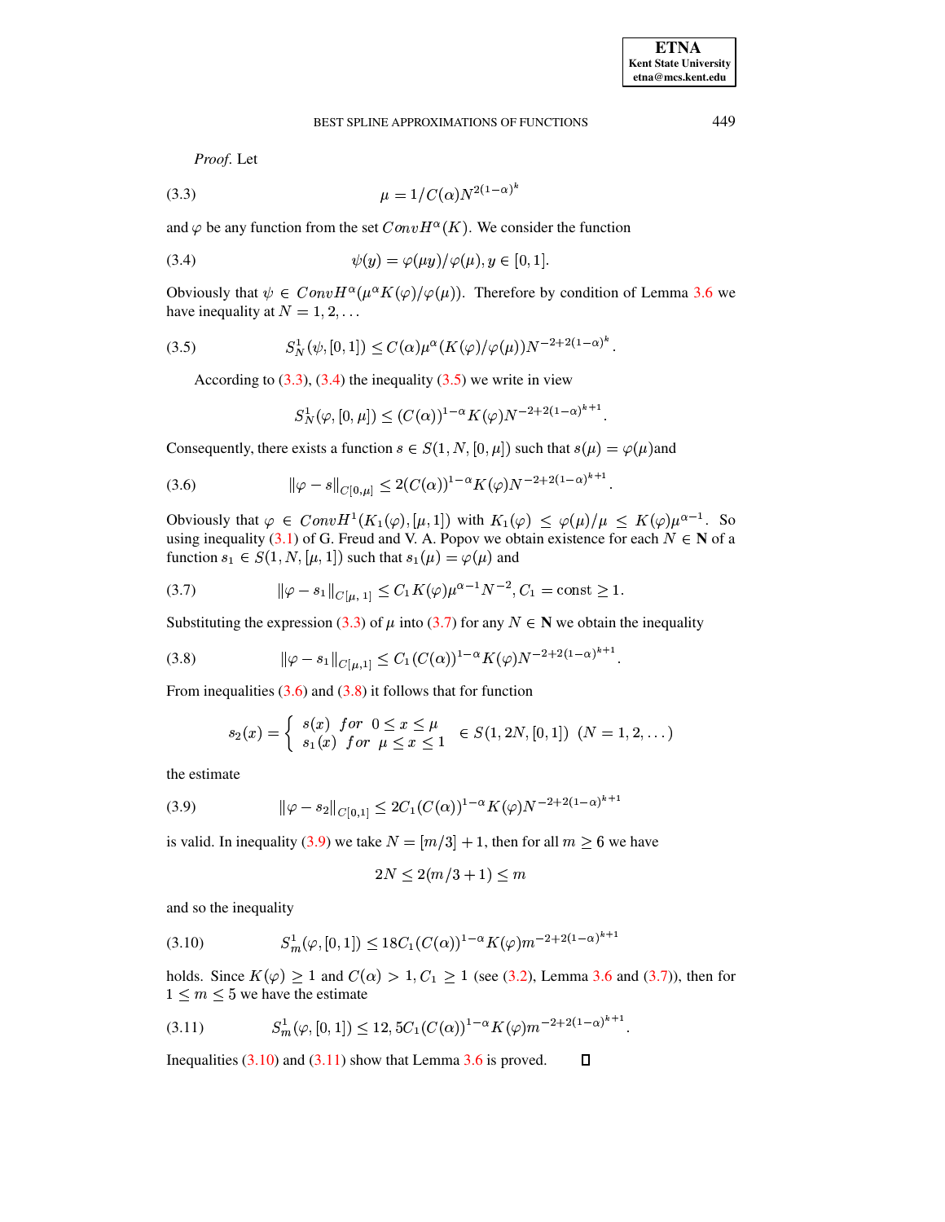*Proof.* Let

$$\mu = 1/C(\alpha)N^{2(1-\alpha)^k} \tag{3.3}$$

and $\varphi$ be any function from the set $ConvH^{\alpha}(K)$. We consider the function

$$\psi(y) = \varphi(\mu y)/\varphi(\mu), y \in [0,1]. \tag{3.4}$$

Obviously that $\psi \in ConvH^{\alpha}(\mu^{\alpha}K(\varphi)/\varphi(\mu))$. Therefore by condition of Lemma 3.6 we have inequality at $N = 1, 2, \ldots$

$$S_N^1(\psi, [0,1]) \leq C(\alpha)\mu^{\alpha}(K(\varphi)/\varphi(\mu))N^{-2+2(1-\alpha)^k}. \tag{3.5}$$

According to (3.3), (3.4) the inequality (3.5) we write in view

$$S_N^1(\varphi, [0,\mu]) \leq (C(\alpha))^{1-\alpha}K(\varphi)N^{-2+2(1-\alpha)^{k+1}}.$$

Consequently, there exists a function $s \in S(1, N, [0,\mu])$ such that $s(\mu) = \varphi(\mu)$and

$$\|\varphi - s\|_{C[0,\mu]} \leq 2(C(\alpha))^{1-\alpha}K(\varphi)N^{-2+2(1-\alpha)^{k+1}}. \tag{3.6}$$

Obviously that $\varphi \in ConvH^1(K_1(\varphi), [\mu, 1])$ with $K_1(\varphi) \leq \varphi(\mu)/\mu \leq K(\varphi)\mu^{\alpha-1}$. So using inequality (3.1) of G. Freud and V. A. Popov we obtain existence for each $N \in \mathbf{N}$ of a function $s_1 \in S(1, N, [\mu, 1])$ such that $s_1(\mu) = \varphi(\mu)$ and

$$\|\varphi - s_1\|_{C[\mu,\,1]} \leq C_1K(\varphi)\mu^{\alpha-1}N^{-2}, C_1 = \text{const} \geq 1. \tag{3.7}$$

Substituting the expression (3.3) of $\mu$ into (3.7) for any $N \in \mathbf{N}$ we obtain the inequality

$$\|\varphi - s_1\|_{C[\mu,1]} \leq C_1(C(\alpha))^{1-\alpha}K(\varphi)N^{-2+2(1-\alpha)^{k+1}}. \tag{3.8}$$

From inequalities (3.6) and (3.8) it follows that for function

$$s_2(x) = \begin{cases} s(x) & for \;\; 0 \leq x \leq \mu \\ s_1(x) & for \;\; \mu \leq x \leq 1 \end{cases} \in S(1, 2N, [0,1]) \;\; (N = 1, 2, \ldots)$$

the estimate

$$\|\varphi - s_2\|_{C[0,1]} \leq 2C_1(C(\alpha))^{1-\alpha}K(\varphi)N^{-2+2(1-\alpha)^{k+1}} \tag{3.9}$$

is valid. In inequality (3.9) we take $N = [m/3] + 1$, then for all $m \geq 6$ we have

$$2N \leq 2(m/3 + 1) \leq m$$

and so the inequality

$$S_m^1(\varphi, [0,1]) \leq 18C_1(C(\alpha))^{1-\alpha}K(\varphi)m^{-2+2(1-\alpha)^{k+1}} \tag{3.10}$$

holds. Since $K(\varphi) \geq 1$ and $C(\alpha) > 1, C_1 \geq 1$ (see (3.2), Lemma 3.6 and (3.7)), then for $1 \leq m \leq 5$ we have the estimate

$$S_m^1(\varphi, [0,1]) \leq 12,5C_1(C(\alpha))^{1-\alpha}K(\varphi)m^{-2+2(1-\alpha)^{k+1}}. \tag{3.11}$$

Inequalities (3.10) and (3.11) show that Lemma 3.6 is proved. ◻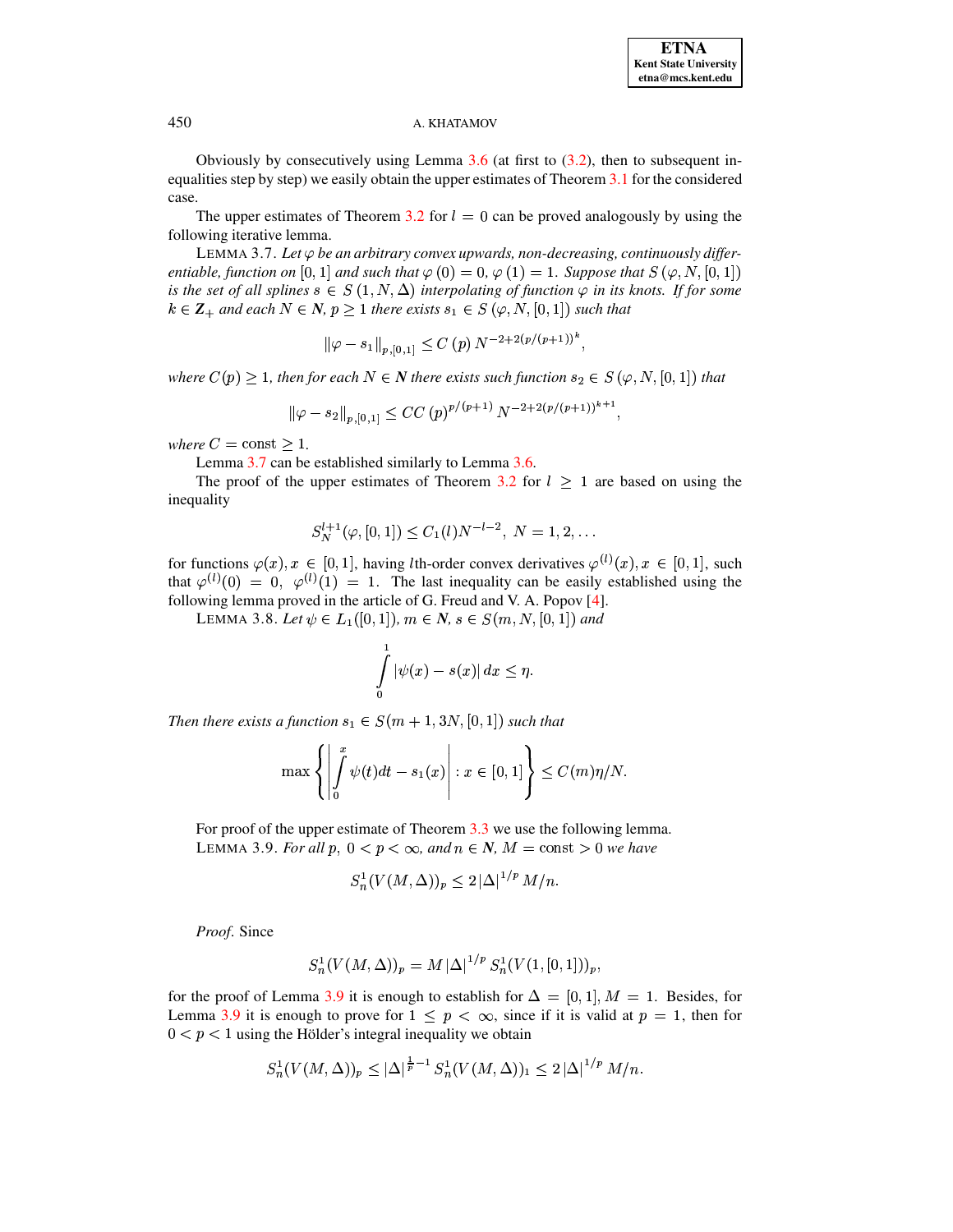Obviously by consecutively using Lemma 3.6 (at first to (3.2), then to subsequent inequalities step by step) we easily obtain the upper estimates of Theorem 3.1 for the considered case.

The upper estimates of Theorem 3.2 for $l = 0$ can be proved analogously by using the following iterative lemma.

LEMMA 3.7. *Let $\varphi$ be an arbitrary convex upwards, non-decreasing, continuously differentiable, function on $[0,1]$ and such that $\varphi(0) = 0$, $\varphi(1) = 1$. Suppose that $S(\varphi, N, [0,1])$ is the set of all splines $s \in S(1, N, \Delta)$ interpolating of function $\varphi$ in its knots. If for some $k \in \mathbf{Z}_+$ and each $N \in \mathbf{N}$, $p \geq 1$ there exists $s_1 \in S(\varphi, N, [0,1])$ such that*

$$\|\varphi - s_1\|_{p,[0,1]} \leq C(p)\, N^{-2+2(p/(p+1))^k},$$

*where $C(p) \geq 1$, then for each $N \in \mathbf{N}$ there exists such function $s_2 \in S(\varphi, N, [0,1])$ that*

$$\|\varphi - s_2\|_{p,[0,1]} \leq CC(p)^{p/(p+1)}\, N^{-2+2(p/(p+1))^{k+1}},$$

*where $C = \text{const} \geq 1$.*

Lemma 3.7 can be established similarly to Lemma 3.6.

The proof of the upper estimates of Theorem 3.2 for $l \geq 1$ are based on using the inequality

$$S_N^{l+1}(\varphi, [0,1]) \leq C_1(l) N^{-l-2},\; N = 1, 2, \ldots$$

for functions $\varphi(x), x \in [0,1]$, having $l$th-order convex derivatives $\varphi^{(l)}(x), x \in [0,1]$, such that $\varphi^{(l)}(0) = 0,\; \varphi^{(l)}(1) = 1$. The last inequality can be easily established using the following lemma proved in the article of G. Freud and V. A. Popov [4].

LEMMA 3.8. *Let $\psi \in L_1([0,1])$, $m \in \mathbf{N}$, $s \in S(m, N, [0,1])$ and*

$$\int_0^1 |\psi(x) - s(x)|\, dx \leq \eta.$$

*Then there exists a function $s_1 \in S(m+1, 3N, [0,1])$ such that*

$$\max\left\{ \left| \int_0^x \psi(t) dt - s_1(x) \right| : x \in [0,1] \right\} \leq C(m)\eta/N.$$

For proof of the upper estimate of Theorem 3.3 we use the following lemma.

LEMMA 3.9. *For all $p$, $0 < p < \infty$, and $n \in \mathbf{N}$, $M = \text{const} > 0$ we have*

$$S_n^1(V(M,\Delta))_p \leq 2\,|\Delta|^{1/p}\, M/n.$$

*Proof.* Since

$$S_n^1(V(M,\Delta))_p = M\,|\Delta|^{1/p}\, S_n^1(V(1,[0,1]))_p,$$

for the proof of Lemma 3.9 it is enough to establish for $\Delta = [0,1]$, $M = 1$. Besides, for Lemma 3.9 it is enough to prove for $1 \leq p < \infty$, since if it is valid at $p = 1$, then for $0 < p < 1$ using the Hölder's integral inequality we obtain

$$S_n^1(V(M,\Delta))_p \leq |\Delta|^{\frac{1}{p}-1}\, S_n^1(V(M,\Delta))_1 \leq 2\,|\Delta|^{1/p}\, M/n.$$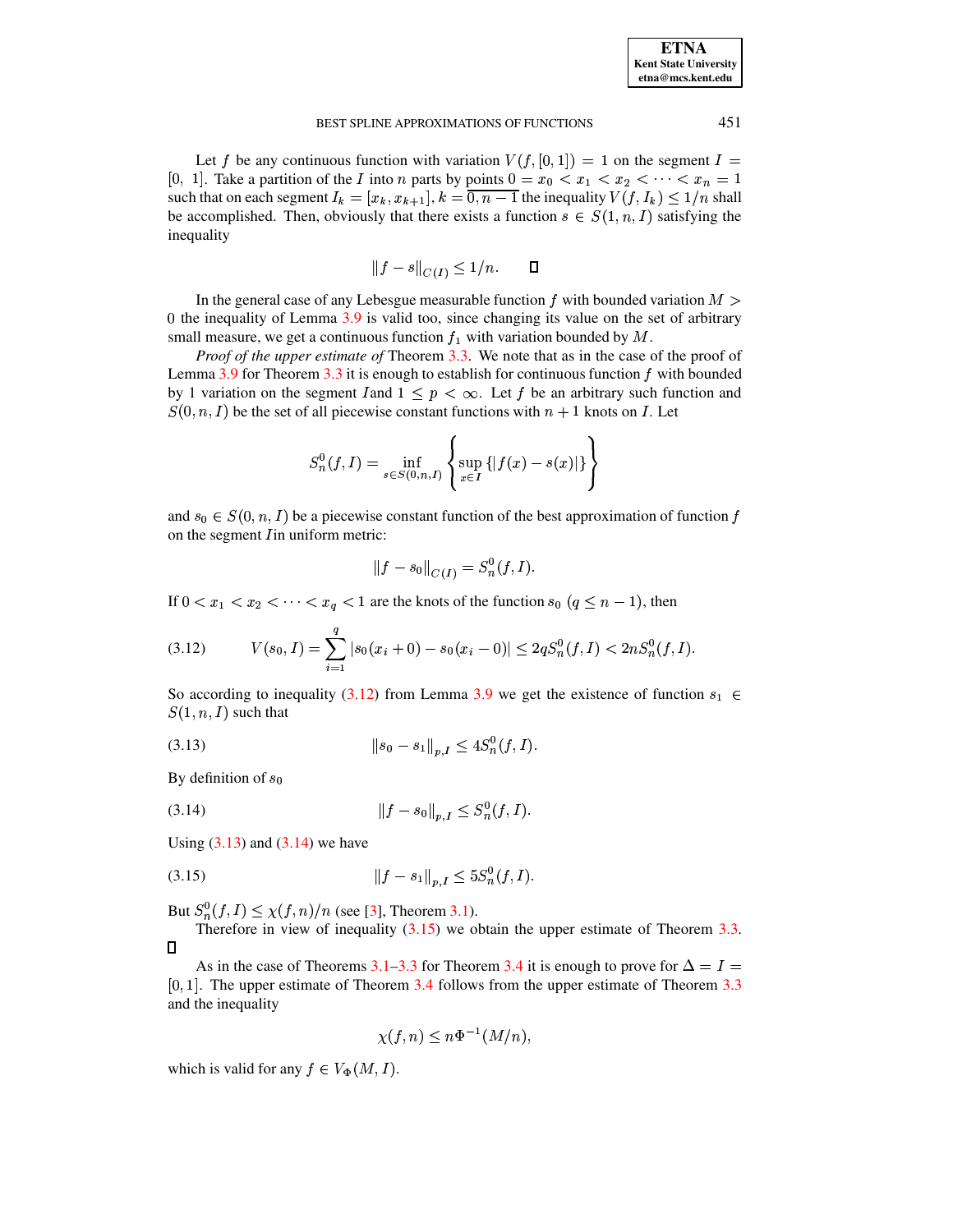Let $f$ be any continuous function with variation $V(f, [0,1]) = 1$ on the segment $I = [0,\ 1]$. Take a partition of the $I$ into $n$ parts by points $0 = x_0 < x_1 < x_2 < \cdots < x_n = 1$ such that on each segment $I_k = [x_k, x_{k+1}]$, $k = \overline{0, n-1}$ the inequality $V(f, I_k) \leq 1/n$ shall be accomplished. Then, obviously that there exists a function $s \in S(1, n, I)$ satisfying the inequality

$$\|f - s\|_{C(I)} \leq 1/n. \qquad \square$$

In the general case of any Lebesgue measurable function $f$ with bounded variation $M > 0$ the inequality of Lemma 3.9 is valid too, since changing its value on the set of arbitrary small measure, we get a continuous function $f_1$ with variation bounded by $M$.

*Proof of the upper estimate of* Theorem 3.3. We note that as in the case of the proof of Lemma 3.9 for Theorem 3.3 it is enough to establish for continuous function $f$ with bounded by 1 variation on the segment $I$and $1 \leq p < \infty$. Let $f$ be an arbitrary such function and $S(0, n, I)$ be the set of all piecewise constant functions with $n+1$ knots on $I$. Let

$$S_n^0(f, I) = \inf_{s \in S(0,n,I)} \left\{ \sup_{x \in I} \{|f(x) - s(x)|\} \right\}$$

and $s_0 \in S(0, n, I)$ be a piecewise constant function of the best approximation of function $f$ on the segment $I$in uniform metric:

$$\|f - s_0\|_{C(I)} = S_n^0(f, I).$$

If $0 < x_1 < x_2 < \cdots < x_q < 1$ are the knots of the function $s_0$ $(q \leq n-1)$, then

$$V(s_0, I) = \sum_{i=1}^{q} |s_0(x_i + 0) - s_0(x_i - 0)| \leq 2q S_n^0(f, I) < 2n S_n^0(f, I). \tag{3.12}$$

So according to inequality (3.12) from Lemma 3.9 we get the existence of function $s_1 \in S(1, n, I)$ such that

$$\|s_0 - s_1\|_{p,I} \leq 4 S_n^0(f, I). \tag{3.13}$$

By definition of $s_0$

$$\|f - s_0\|_{p,I} \leq S_n^0(f, I). \tag{3.14}$$

Using (3.13) and (3.14) we have

$$\|f - s_1\|_{p,I} \leq 5 S_n^0(f, I). \tag{3.15}$$

But $S_n^0(f, I) \leq \chi(f, n)/n$ (see [3], Theorem 3.1).

Therefore in view of inequality (3.15) we obtain the upper estimate of Theorem 3.3. $\square$

As in the case of Theorems 3.1–3.3 for Theorem 3.4 it is enough to prove for $\Delta = I = [0, 1]$. The upper estimate of Theorem 3.4 follows from the upper estimate of Theorem 3.3 and the inequality

$$\chi(f, n) \leq n \Phi^{-1}(M/n),$$

which is valid for any $f \in V_\Phi(M, I)$.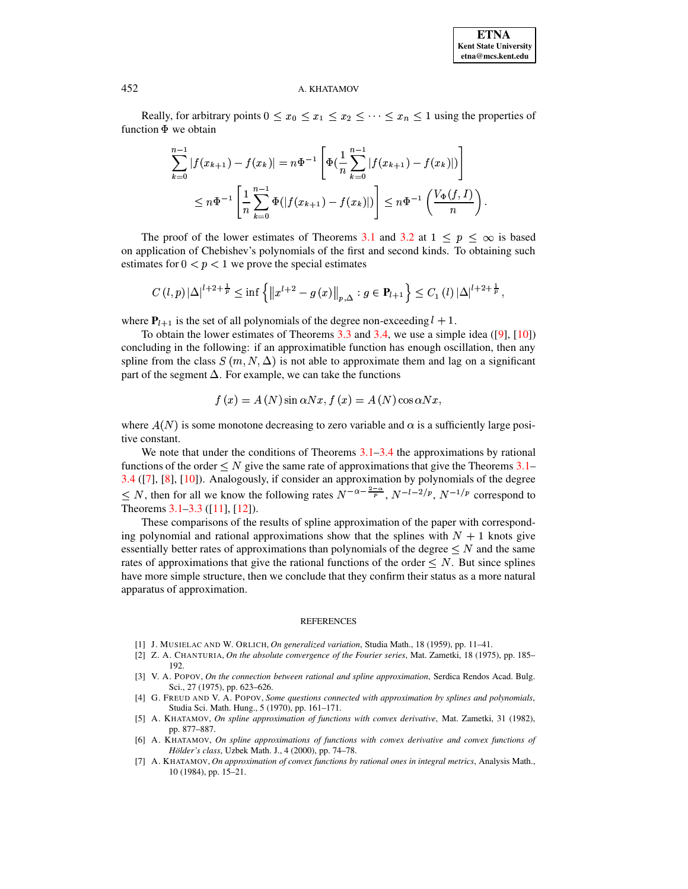Really, for arbitrary points $0 \leq x_0 \leq x_1 \leq x_2 \leq \cdots \leq x_n \leq 1$ using the properties of function $\Phi$ we obtain

$$\sum_{k=0}^{n-1} |f(x_{k+1}) - f(x_k)| = n\Phi^{-1}\left[\Phi(\frac{1}{n}\sum_{k=0}^{n-1}|f(x_{k+1}) - f(x_k)|)\right]$$
$$\leq n\Phi^{-1}\left[\frac{1}{n}\sum_{k=0}^{n-1}\Phi(|f(x_{k+1}) - f(x_k)|)\right] \leq n\Phi^{-1}\left(\frac{V_\Phi(f,I)}{n}\right).$$

The proof of the lower estimates of Theorems 3.1 and 3.2 at $1 \leq p \leq \infty$ is based on application of Chebishev's polynomials of the first and second kinds. To obtaining such estimates for $0 < p < 1$ we prove the special estimates

$$C(l,p)\,|\Delta|^{l+2+\frac{1}{p}} \leq \inf\left\{\left\|x^{l+2} - g(x)\right\|_{p,\Delta} : g \in \mathbf{P}_{l+1}\right\} \leq C_1(l)\,|\Delta|^{l+2+\frac{1}{p}},$$

where $\mathbf{P}_{l+1}$ is the set of all polynomials of the degree non-exceeding $l+1$.

To obtain the lower estimates of Theorems 3.3 and 3.4, we use a simple idea ([9], [10]) concluding in the following: if an approximatible function has enough oscillation, then any spline from the class $S(m,N,\Delta)$ is not able to approximate them and lag on a significant part of the segment $\Delta$. For example, we can take the functions

$$f(x) = A(N)\sin\alpha Nx, f(x) = A(N)\cos\alpha Nx,$$

where $A(N)$ is some monotone decreasing to zero variable and $\alpha$ is a sufficiently large positive constant.

We note that under the conditions of Theorems 3.1–3.4 the approximations by rational functions of the order $\leq N$ give the same rate of approximations that give the Theorems 3.1–3.4 ([7], [8], [10]). Analogously, if consider an approximation by polynomials of the degree $\leq N$, then for all we know the following rates $N^{-\alpha-\frac{2-\alpha}{p}}$, $N^{-l-2/p}$, $N^{-1/p}$ correspond to Theorems 3.1–3.3 ([11], [12]).

These comparisons of the results of spline approximation of the paper with corresponding polynomial and rational approximations show that the splines with $N+1$ knots give essentially better rates of approximations than polynomials of the degree $\leq N$ and the same rates of approximations that give the rational functions of the order $\leq N$. But since splines have more simple structure, then we conclude that they confirm their status as a more natural apparatus of approximation.

## REFERENCES

[1] J. Musielac and W. Orlich, *On generalized variation*, Studia Math., 18 (1959), pp. 11–41.

[2] Z. A. Chanturia, *On the absolute convergence of the Fourier series*, Mat. Zametki, 18 (1975), pp. 185–192.

[3] V. A. Popov, *On the connection between rational and spline approximation*, Serdica Rendos Acad. Bulg. Sci., 27 (1975), pp. 623–626.

[4] G. Freud and V. A. Popov, *Some questions connected with approximation by splines and polynomials*, Studia Sci. Math. Hung., 5 (1970), pp. 161–171.

[5] A. Khatamov, *On spline approximation of functions with convex derivative*, Mat. Zametki, 31 (1982), pp. 877–887.

[6] A. Khatamov, *On spline approximations of functions with convex derivative and convex functions of Hölder's class*, Uzbek Math. J., 4 (2000), pp. 74–78.

[7] A. Khatamov, *On approximation of convex functions by rational ones in integral metrics*, Analysis Math., 10 (1984), pp. 15–21.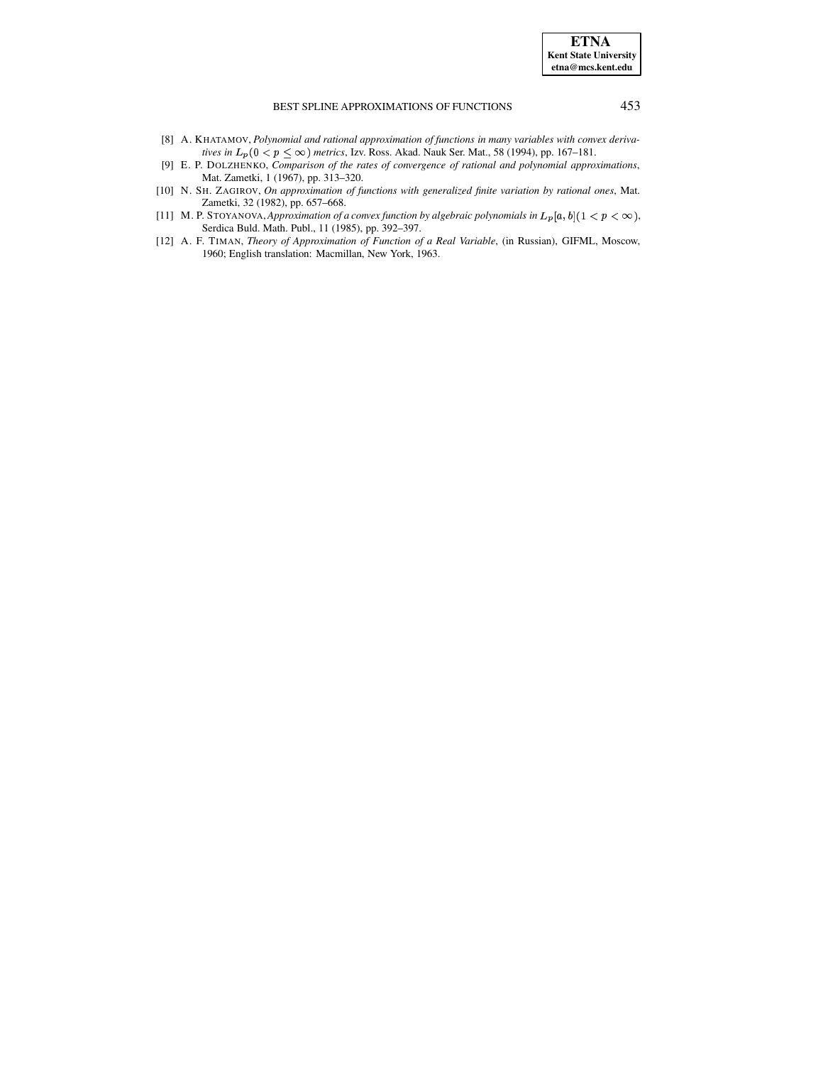[8] A. KHATAMOV, *Polynomial and rational approximation of functions in many variables with convex derivatives in $L_p(0 < p \leq \infty)$ metrics*, Izv. Ross. Akad. Nauk Ser. Mat., 58 (1994), pp. 167–181.

[9] E. P. DOLZHENKO, *Comparison of the rates of convergence of rational and polynomial approximations*, Mat. Zametki, 1 (1967), pp. 313–320.

[10] N. SH. ZAGIROV, *On approximation of functions with generalized finite variation by rational ones*, Mat. Zametki, 32 (1982), pp. 657–668.

[11] M. P. STOYANOVA, *Approximation of a convex function by algebraic polynomials in $L_p[a, b](1 < p < \infty)$*, Serdica Buld. Math. Publ., 11 (1985), pp. 392–397.

[12] A. F. TIMAN, *Theory of Approximation of Function of a Real Variable*, (in Russian), GIFML, Moscow, 1960; English translation: Macmillan, New York, 1963.